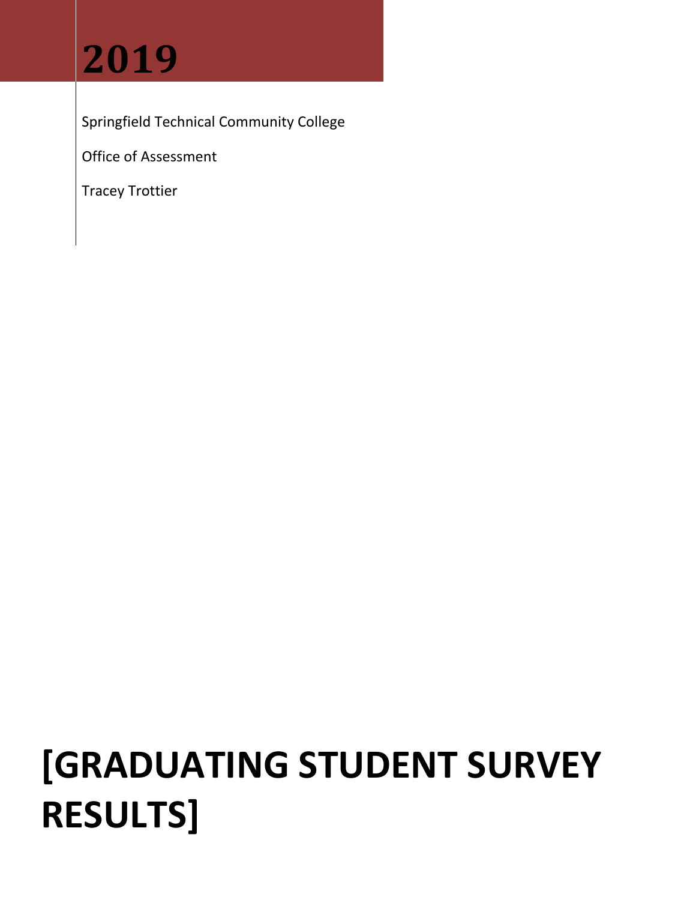# 2019

Springfield Technical Community College

Office of Assessment

Tracey Trottier

# [GRADUATING STUDENT SURVEY RESULTS]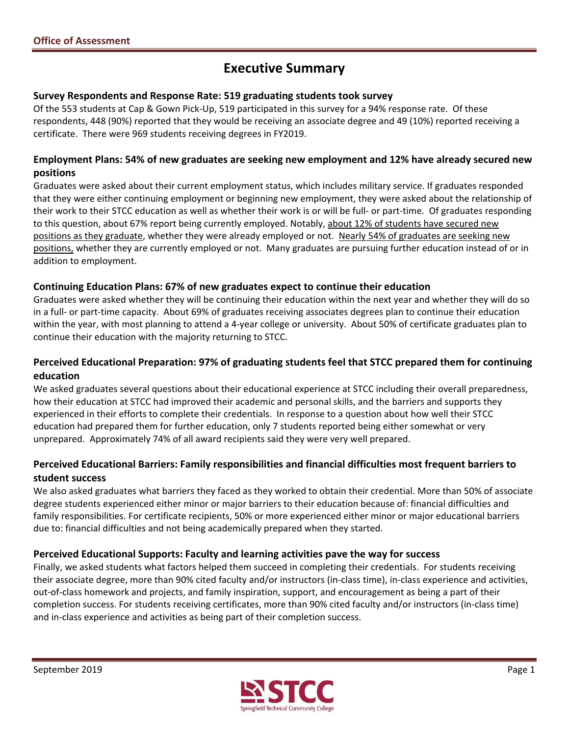# Executive Summary

### Survey Respondents and Response Rate: 519 graduating students took survey

Of the 553 students at Cap & Gown Pick-Up, 519 participated in this survey for a 94% response rate. Of these respondents, 448 (90%) reported that they would be receiving an associate degree and 49 (10%) reported receiving a certificate. There were 969 students receiving degrees in FY2019.

### Employment Plans: 54% of new graduates are seeking new employment and 12% have already secured new positions

Graduates were asked about their current employment status, which includes military service. If graduates responded that they were either continuing employment or beginning new employment, they were asked about the relationship of their work to their STCC education as well as whether their work is or will be full- or part-time. Of graduates responding to this question, about 67% report being currently employed. Notably, about 12% of students have secured new positions as they graduate, whether they were already employed or not. Nearly 54% of graduates are seeking new positions, whether they are currently employed or not. Many graduates are pursuing further education instead of or in addition to employment.

### Continuing Education Plans: 67% of new graduates expect to continue their education

Graduates were asked whether they will be continuing their education within the next year and whether they will do so in a full- or part-time capacity. About 69% of graduates receiving associates degrees plan to continue their education within the year, with most planning to attend a 4-year college or university. About 50% of certificate graduates plan to continue their education with the majority returning to STCC.

### Perceived Educational Preparation: 97% of graduating students feel that STCC prepared them for continuing education

We asked graduates several questions about their educational experience at STCC including their overall preparedness, how their education at STCC had improved their academic and personal skills, and the barriers and supports they experienced in their efforts to complete their credentials. In response to a question about how well their STCC education had prepared them for further education, only 7 students reported being either somewhat or very unprepared. Approximately 74% of all award recipients said they were very well prepared.

### Perceived Educational Barriers: Family responsibilities and financial difficulties most frequent barriers to student success

We also asked graduates what barriers they faced as they worked to obtain their credential. More than 50% of associate degree students experienced either minor or major barriers to their education because of: financial difficulties and family responsibilities. For certificate recipients, 50% or more experienced either minor or major educational barriers due to: financial difficulties and not being academically prepared when they started.

### Perceived Educational Supports: Faculty and learning activities pave the way for success

Finally, we asked students what factors helped them succeed in completing their credentials. For students receiving their associate degree, more than 90% cited faculty and/or instructors (in-class time), in-class experience and activities, out-of-class homework and projects, and family inspiration, support, and encouragement as being a part of their completion success. For students receiving certificates, more than 90% cited faculty and/or instructors (in-class time) and in-class experience and activities as being part of their completion success.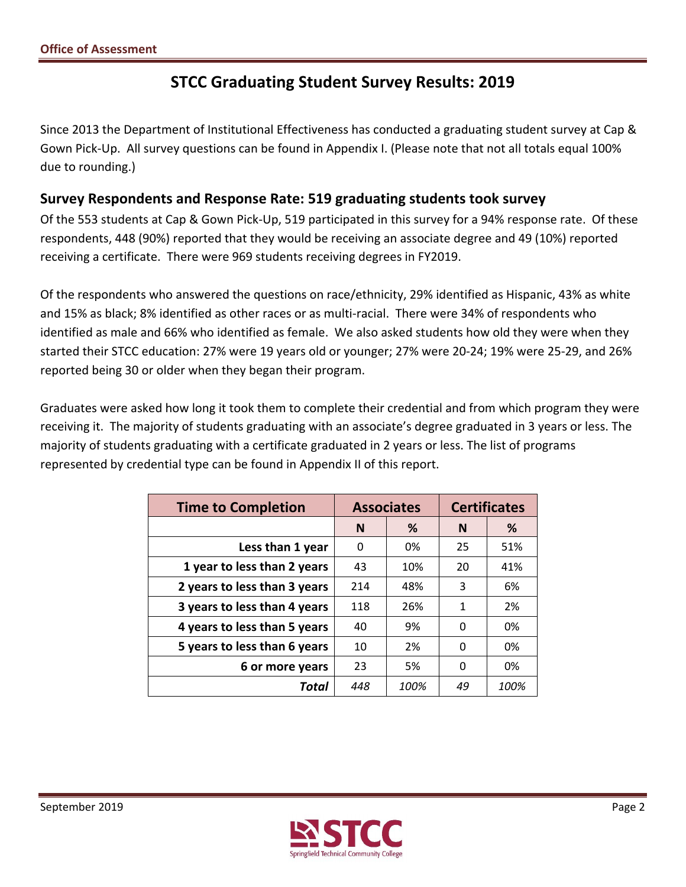Office of Assessment

# STCC Graduating Student Survey Results: 2019

Since 2013 the Department of Institutional Effectiveness has conducted a graduating student survey at Cap & Gown Pick-Up. All survey questions can be found in Appendix I. (Please note that not all totals equal 100% due to rounding.)

## Survey Respondents and Response Rate: 519 graduating students took survey

Of the 553 students at Cap & Gown Pick-Up, 519 participated in this survey for a 94% response rate. Of these respondents, 448 (90%) reported that they would be receiving an associate degree and 49 (10%) reported receiving a certificate. There were 969 students receiving degrees in FY2019.

Of the respondents who answered the questions on race/ethnicity, 29% identified as Hispanic, 43% as white and 15% as black; 8% identified as other races or as multi-racial. There were 34% of respondents who identified as male and 66% who identified as female. We also asked students how old they were when they started their STCC education: 27% were 19 years old or younger; 27% were 20-24; 19% were 25-29, and 26% reported being 30 or older when they began their program.

Graduates were asked how long it took them to complete their credential and from which program they were receiving it. The majority of students graduating with an associate's degree graduated in 3 years or less. The majority of students graduating with a certificate graduated in 2 years or less. The list of programs represented by credential type can be found in Appendix II of this report.

| Time to Completion | Associates | | Certificates | |
|---|---|---|---|---|
| | N | % | N | % |
| Less than 1 year | 0 | 0% | 25 | 51% |
| 1 year to less than 2 years | 43 | 10% | 20 | 41% |
| 2 years to less than 3 years | 214 | 48% | 3 | 6% |
| 3 years to less than 4 years | 118 | 26% | 1 | 2% |
| 4 years to less than 5 years | 40 | 9% | 0 | 0% |
| 5 years to less than 6 years | 10 | 2% | 0 | 0% |
| 6 or more years | 23 | 5% | 0 | 0% |
| *Total* | *448* | *100%* | *49* | *100%* |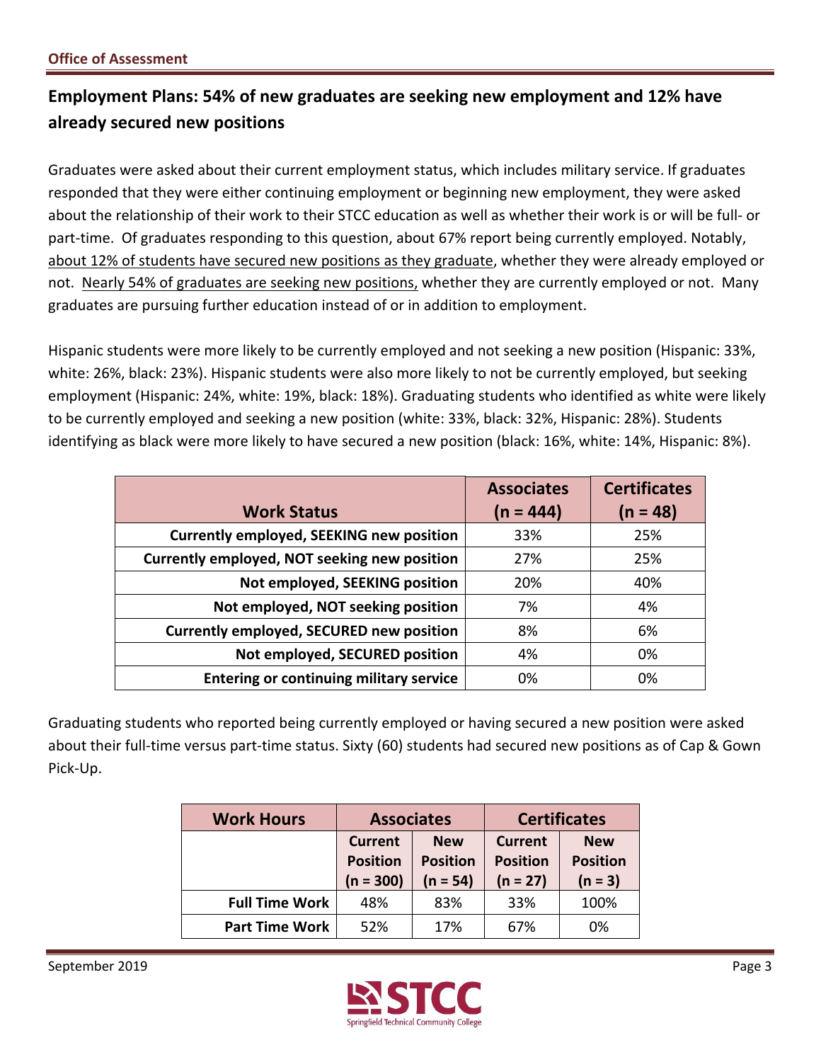## Employment Plans: 54% of new graduates are seeking new employment and 12% have already secured new positions

Graduates were asked about their current employment status, which includes military service. If graduates responded that they were either continuing employment or beginning new employment, they were asked about the relationship of their work to their STCC education as well as whether their work is or will be full- or part-time. Of graduates responding to this question, about 67% report being currently employed. Notably, <u>about 12% of students have secured new positions as they graduate</u>, whether they were already employed or not. <u>Nearly 54% of graduates are seeking new positions,</u> whether they are currently employed or not. Many graduates are pursuing further education instead of or in addition to employment.

Hispanic students were more likely to be currently employed and not seeking a new position (Hispanic: 33%, white: 26%, black: 23%). Hispanic students were also more likely to not be currently employed, but seeking employment (Hispanic: 24%, white: 19%, black: 18%). Graduating students who identified as white were likely to be currently employed and seeking a new position (white: 33%, black: 32%, Hispanic: 28%). Students identifying as black were more likely to have secured a new position (black: 16%, white: 14%, Hispanic: 8%).

| Work Status | Associates (n = 444) | Certificates (n = 48) |
|---|---|---|
| Currently employed, SEEKING new position | 33% | 25% |
| Currently employed, NOT seeking new position | 27% | 25% |
| Not employed, SEEKING position | 20% | 40% |
| Not employed, NOT seeking position | 7% | 4% |
| Currently employed, SECURED new position | 8% | 6% |
| Not employed, SECURED position | 4% | 0% |
| Entering or continuing military service | 0% | 0% |

Graduating students who reported being currently employed or having secured a new position were asked about their full-time versus part-time status. Sixty (60) students had secured new positions as of Cap & Gown Pick-Up.

| Work Hours | Associates | | Certificates | |
|---|---|---|---|---|
| | Current Position (n = 300) | New Position (n = 54) | Current Position (n = 27) | New Position (n = 3) |
| Full Time Work | 48% | 83% | 33% | 100% |
| Part Time Work | 52% | 17% | 67% | 0% |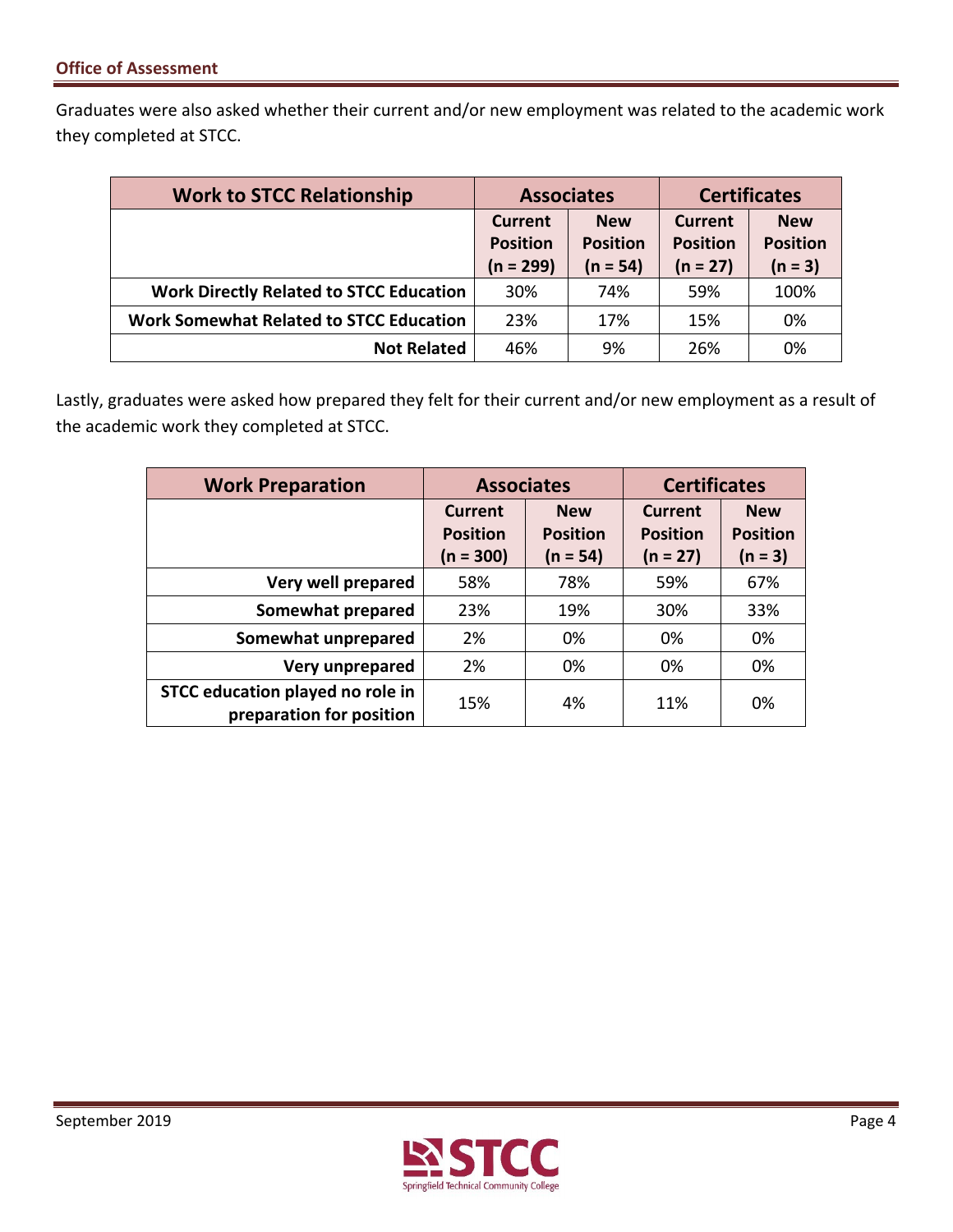Graduates were also asked whether their current and/or new employment was related to the academic work they completed at STCC.

| Work to STCC Relationship | Associates | | Certificates | |
|---|---|---|---|---|
| | Current Position (n = 299) | New Position (n = 54) | Current Position (n = 27) | New Position (n = 3) |
| Work Directly Related to STCC Education | 30% | 74% | 59% | 100% |
| Work Somewhat Related to STCC Education | 23% | 17% | 15% | 0% |
| Not Related | 46% | 9% | 26% | 0% |

Lastly, graduates were asked how prepared they felt for their current and/or new employment as a result of the academic work they completed at STCC.

| Work Preparation | Associates | | Certificates | |
|---|---|---|---|---|
| | Current Position (n = 300) | New Position (n = 54) | Current Position (n = 27) | New Position (n = 3) |
| Very well prepared | 58% | 78% | 59% | 67% |
| Somewhat prepared | 23% | 19% | 30% | 33% |
| Somewhat unprepared | 2% | 0% | 0% | 0% |
| Very unprepared | 2% | 0% | 0% | 0% |
| STCC education played no role in preparation for position | 15% | 4% | 11% | 0% |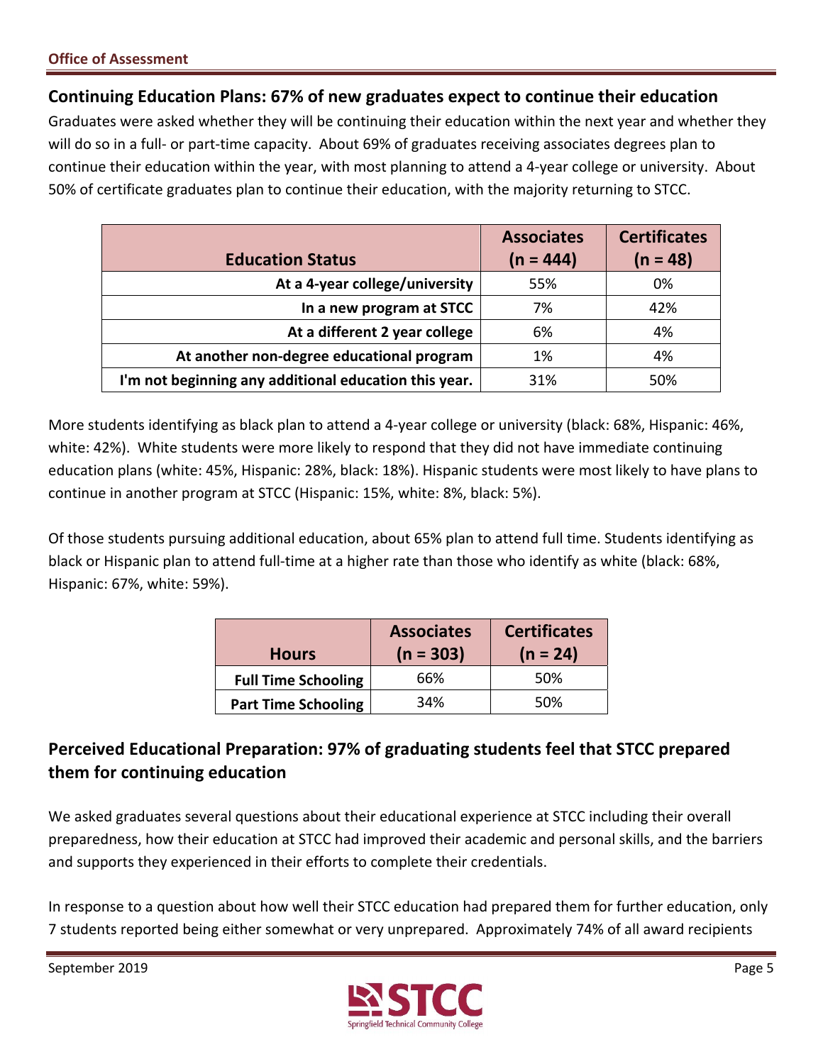## Continuing Education Plans: 67% of new graduates expect to continue their education

Graduates were asked whether they will be continuing their education within the next year and whether they will do so in a full- or part-time capacity. About 69% of graduates receiving associates degrees plan to continue their education within the year, with most planning to attend a 4-year college or university. About 50% of certificate graduates plan to continue their education, with the majority returning to STCC.

| Education Status | Associates (n = 444) | Certificates (n = 48) |
| --- | --- | --- |
| At a 4-year college/university | 55% | 0% |
| In a new program at STCC | 7% | 42% |
| At a different 2 year college | 6% | 4% |
| At another non-degree educational program | 1% | 4% |
| I'm not beginning any additional education this year. | 31% | 50% |

More students identifying as black plan to attend a 4-year college or university (black: 68%, Hispanic: 46%, white: 42%). White students were more likely to respond that they did not have immediate continuing education plans (white: 45%, Hispanic: 28%, black: 18%). Hispanic students were most likely to have plans to continue in another program at STCC (Hispanic: 15%, white: 8%, black: 5%).

Of those students pursuing additional education, about 65% plan to attend full time. Students identifying as black or Hispanic plan to attend full-time at a higher rate than those who identify as white (black: 68%, Hispanic: 67%, white: 59%).

| Hours | Associates (n = 303) | Certificates (n = 24) |
| --- | --- | --- |
| Full Time Schooling | 66% | 50% |
| Part Time Schooling | 34% | 50% |

## Perceived Educational Preparation: 97% of graduating students feel that STCC prepared them for continuing education

We asked graduates several questions about their educational experience at STCC including their overall preparedness, how their education at STCC had improved their academic and personal skills, and the barriers and supports they experienced in their efforts to complete their credentials.

In response to a question about how well their STCC education had prepared them for further education, only 7 students reported being either somewhat or very unprepared. Approximately 74% of all award recipients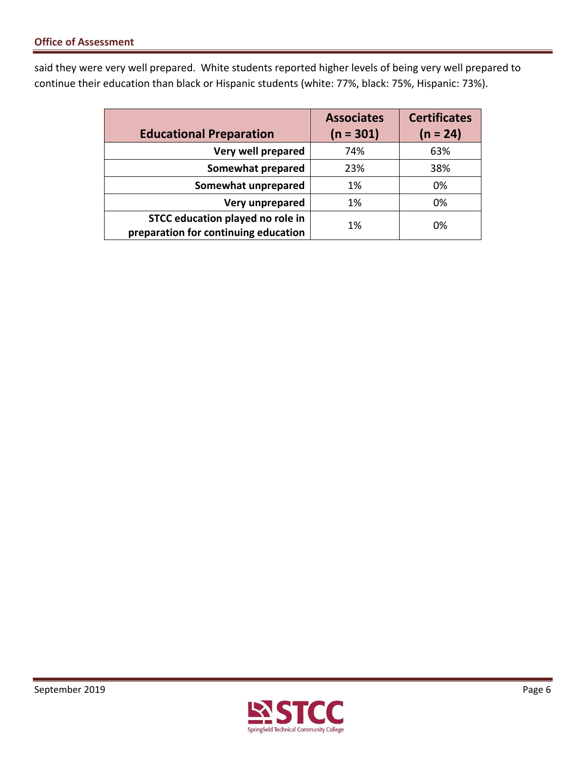said they were very well prepared. White students reported higher levels of being very well prepared to continue their education than black or Hispanic students (white: 77%, black: 75%, Hispanic: 73%).

| Educational Preparation | Associates (n = 301) | Certificates (n = 24) |
|---|---|---|
| **Very well prepared** | 74% | 63% |
| **Somewhat prepared** | 23% | 38% |
| **Somewhat unprepared** | 1% | 0% |
| **Very unprepared** | 1% | 0% |
| **STCC education played no role in preparation for continuing education** | 1% | 0% |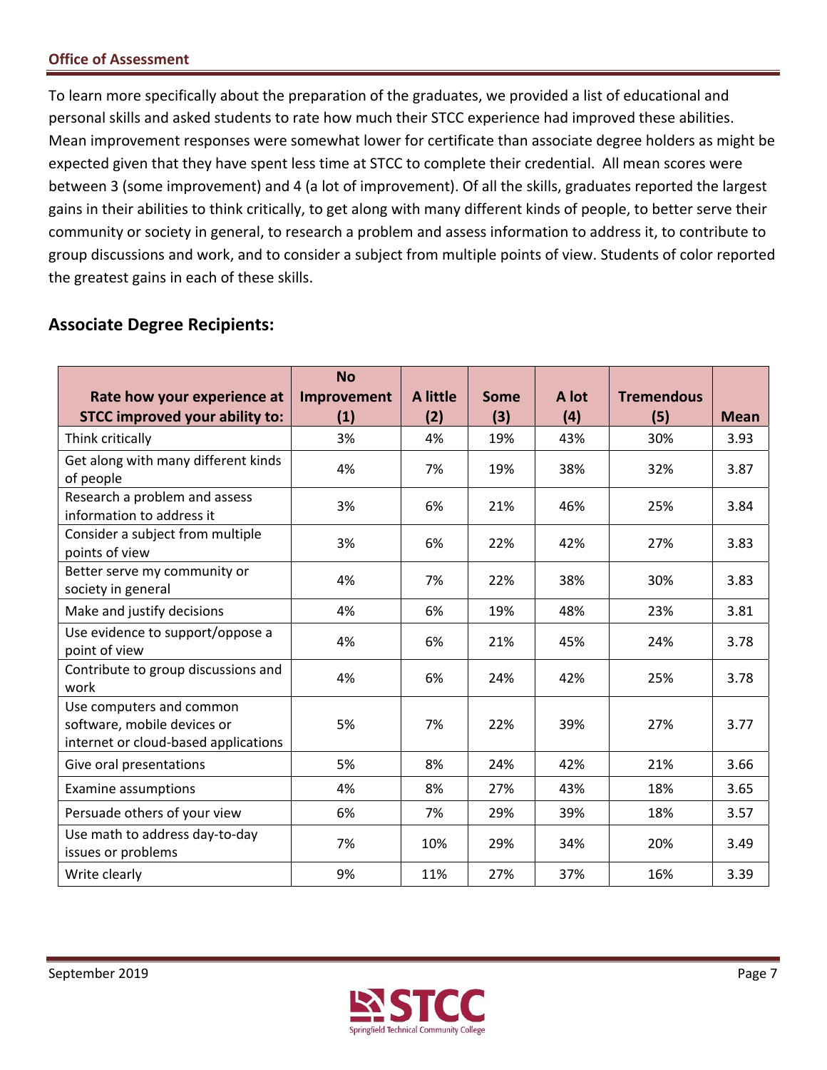To learn more specifically about the preparation of the graduates, we provided a list of educational and personal skills and asked students to rate how much their STCC experience had improved these abilities. Mean improvement responses were somewhat lower for certificate than associate degree holders as might be expected given that they have spent less time at STCC to complete their credential. All mean scores were between 3 (some improvement) and 4 (a lot of improvement). Of all the skills, graduates reported the largest gains in their abilities to think critically, to get along with many different kinds of people, to better serve their community or society in general, to research a problem and assess information to address it, to contribute to group discussions and work, and to consider a subject from multiple points of view. Students of color reported the greatest gains in each of these skills.

## Associate Degree Recipients:

| Rate how your experience at STCC improved your ability to: | No Improvement (1) | A little (2) | Some (3) | A lot (4) | Tremendous (5) | Mean |
|---|---|---|---|---|---|---|
| Think critically | 3% | 4% | 19% | 43% | 30% | 3.93 |
| Get along with many different kinds of people | 4% | 7% | 19% | 38% | 32% | 3.87 |
| Research a problem and assess information to address it | 3% | 6% | 21% | 46% | 25% | 3.84 |
| Consider a subject from multiple points of view | 3% | 6% | 22% | 42% | 27% | 3.83 |
| Better serve my community or society in general | 4% | 7% | 22% | 38% | 30% | 3.83 |
| Make and justify decisions | 4% | 6% | 19% | 48% | 23% | 3.81 |
| Use evidence to support/oppose a point of view | 4% | 6% | 21% | 45% | 24% | 3.78 |
| Contribute to group discussions and work | 4% | 6% | 24% | 42% | 25% | 3.78 |
| Use computers and common software, mobile devices or internet or cloud-based applications | 5% | 7% | 22% | 39% | 27% | 3.77 |
| Give oral presentations | 5% | 8% | 24% | 42% | 21% | 3.66 |
| Examine assumptions | 4% | 8% | 27% | 43% | 18% | 3.65 |
| Persuade others of your view | 6% | 7% | 29% | 39% | 18% | 3.57 |
| Use math to address day-to-day issues or problems | 7% | 10% | 29% | 34% | 20% | 3.49 |
| Write clearly | 9% | 11% | 27% | 37% | 16% | 3.39 |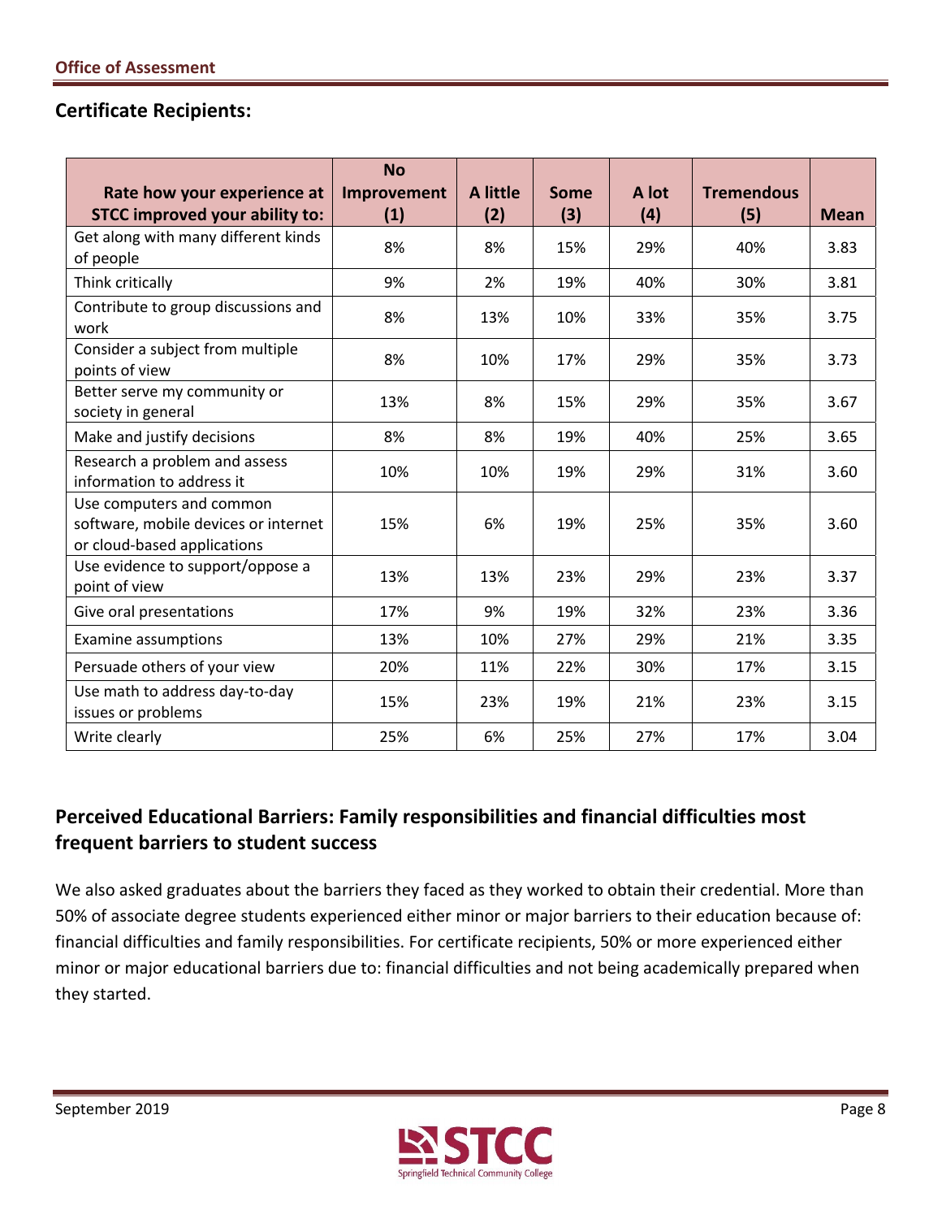## Certificate Recipients:

| Rate how your experience at STCC improved your ability to: | No Improvement (1) | A little (2) | Some (3) | A lot (4) | Tremendous (5) | Mean |
|---|---|---|---|---|---|---|
| Get along with many different kinds of people | 8% | 8% | 15% | 29% | 40% | 3.83 |
| Think critically | 9% | 2% | 19% | 40% | 30% | 3.81 |
| Contribute to group discussions and work | 8% | 13% | 10% | 33% | 35% | 3.75 |
| Consider a subject from multiple points of view | 8% | 10% | 17% | 29% | 35% | 3.73 |
| Better serve my community or society in general | 13% | 8% | 15% | 29% | 35% | 3.67 |
| Make and justify decisions | 8% | 8% | 19% | 40% | 25% | 3.65 |
| Research a problem and assess information to address it | 10% | 10% | 19% | 29% | 31% | 3.60 |
| Use computers and common software, mobile devices or internet or cloud-based applications | 15% | 6% | 19% | 25% | 35% | 3.60 |
| Use evidence to support/oppose a point of view | 13% | 13% | 23% | 29% | 23% | 3.37 |
| Give oral presentations | 17% | 9% | 19% | 32% | 23% | 3.36 |
| Examine assumptions | 13% | 10% | 27% | 29% | 21% | 3.35 |
| Persuade others of your view | 20% | 11% | 22% | 30% | 17% | 3.15 |
| Use math to address day-to-day issues or problems | 15% | 23% | 19% | 21% | 23% | 3.15 |
| Write clearly | 25% | 6% | 25% | 27% | 17% | 3.04 |

## Perceived Educational Barriers: Family responsibilities and financial difficulties most frequent barriers to student success

We also asked graduates about the barriers they faced as they worked to obtain their credential. More than 50% of associate degree students experienced either minor or major barriers to their education because of: financial difficulties and family responsibilities. For certificate recipients, 50% or more experienced either minor or major educational barriers due to: financial difficulties and not being academically prepared when they started.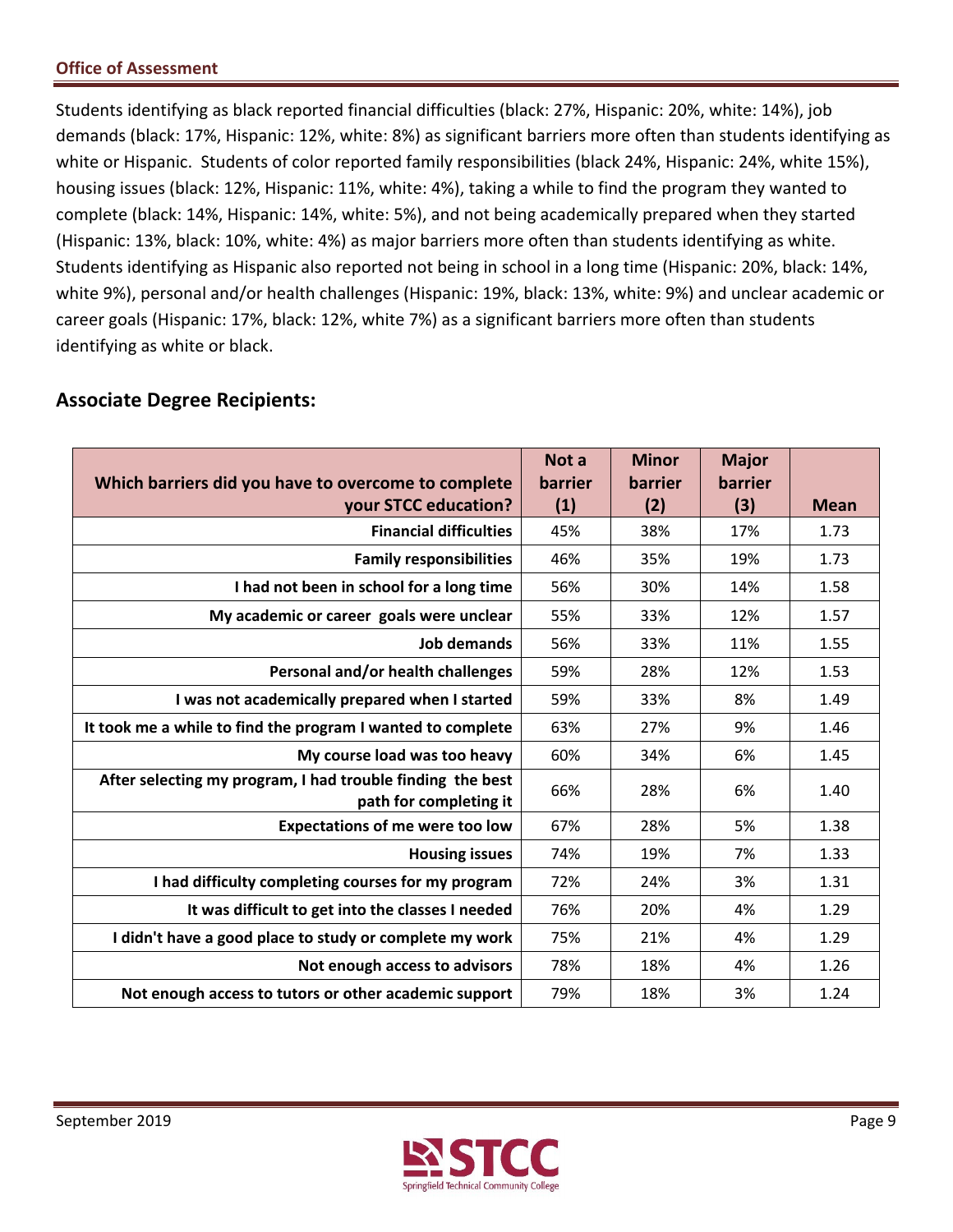Students identifying as black reported financial difficulties (black: 27%, Hispanic: 20%, white: 14%), job demands (black: 17%, Hispanic: 12%, white: 8%) as significant barriers more often than students identifying as white or Hispanic. Students of color reported family responsibilities (black 24%, Hispanic: 24%, white 15%), housing issues (black: 12%, Hispanic: 11%, white: 4%), taking a while to find the program they wanted to complete (black: 14%, Hispanic: 14%, white: 5%), and not being academically prepared when they started (Hispanic: 13%, black: 10%, white: 4%) as major barriers more often than students identifying as white. Students identifying as Hispanic also reported not being in school in a long time (Hispanic: 20%, black: 14%, white 9%), personal and/or health challenges (Hispanic: 19%, black: 13%, white: 9%) and unclear academic or career goals (Hispanic: 17%, black: 12%, white 7%) as a significant barriers more often than students identifying as white or black.

## Associate Degree Recipients:

| Which barriers did you have to overcome to complete your STCC education? | Not a barrier (1) | Minor barrier (2) | Major barrier (3) | Mean |
|---|---|---|---|---|
| Financial difficulties | 45% | 38% | 17% | 1.73 |
| Family responsibilities | 46% | 35% | 19% | 1.73 |
| I had not been in school for a long time | 56% | 30% | 14% | 1.58 |
| My academic or career goals were unclear | 55% | 33% | 12% | 1.57 |
| Job demands | 56% | 33% | 11% | 1.55 |
| Personal and/or health challenges | 59% | 28% | 12% | 1.53 |
| I was not academically prepared when I started | 59% | 33% | 8% | 1.49 |
| It took me a while to find the program I wanted to complete | 63% | 27% | 9% | 1.46 |
| My course load was too heavy | 60% | 34% | 6% | 1.45 |
| After selecting my program, I had trouble finding the best path for completing it | 66% | 28% | 6% | 1.40 |
| Expectations of me were too low | 67% | 28% | 5% | 1.38 |
| Housing issues | 74% | 19% | 7% | 1.33 |
| I had difficulty completing courses for my program | 72% | 24% | 3% | 1.31 |
| It was difficult to get into the classes I needed | 76% | 20% | 4% | 1.29 |
| I didn't have a good place to study or complete my work | 75% | 21% | 4% | 1.29 |
| Not enough access to advisors | 78% | 18% | 4% | 1.26 |
| Not enough access to tutors or other academic support | 79% | 18% | 3% | 1.24 |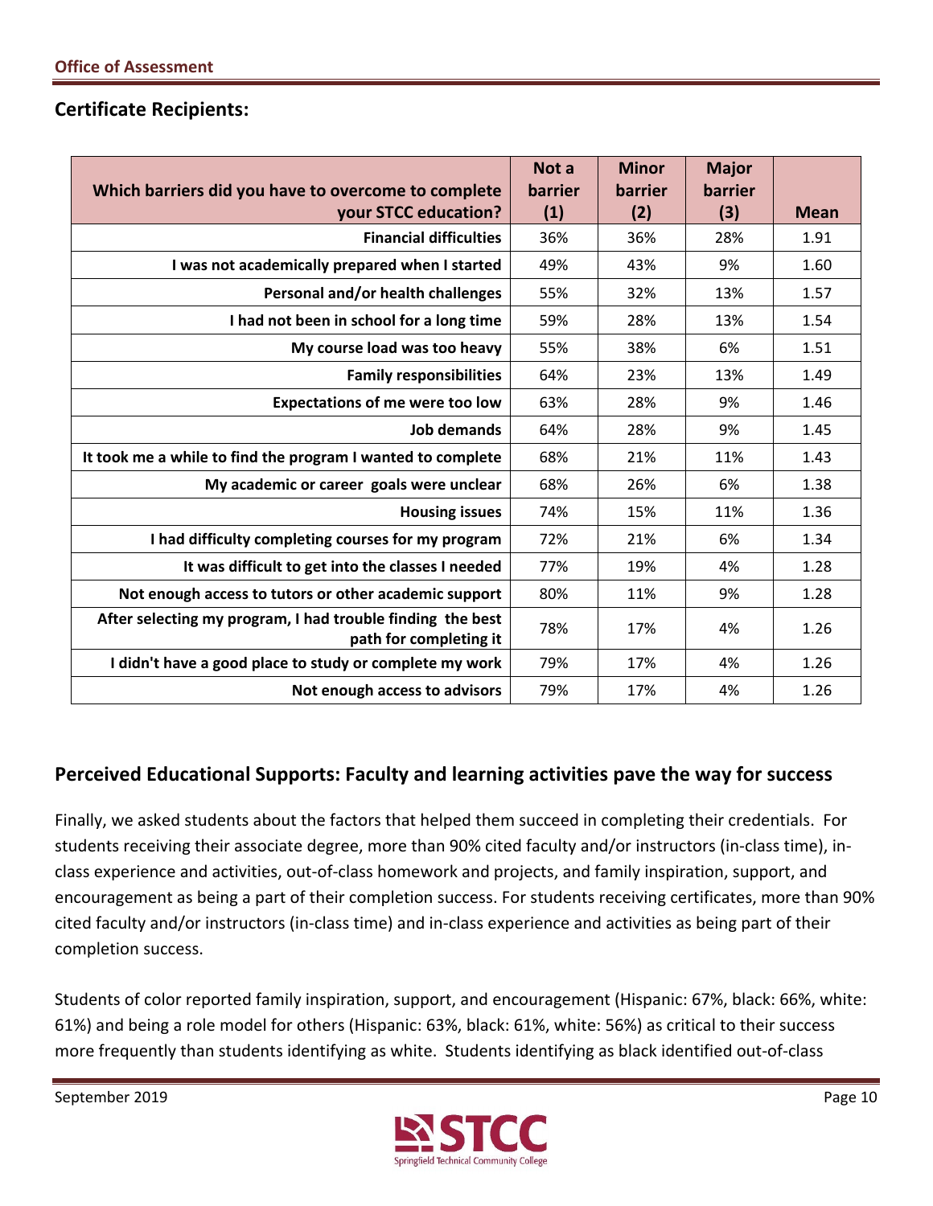## Certificate Recipients:

| Which barriers did you have to overcome to complete your STCC education? | Not a barrier (1) | Minor barrier (2) | Major barrier (3) | Mean |
|---|---|---|---|---|
| Financial difficulties | 36% | 36% | 28% | 1.91 |
| I was not academically prepared when I started | 49% | 43% | 9% | 1.60 |
| Personal and/or health challenges | 55% | 32% | 13% | 1.57 |
| I had not been in school for a long time | 59% | 28% | 13% | 1.54 |
| My course load was too heavy | 55% | 38% | 6% | 1.51 |
| Family responsibilities | 64% | 23% | 13% | 1.49 |
| Expectations of me were too low | 63% | 28% | 9% | 1.46 |
| Job demands | 64% | 28% | 9% | 1.45 |
| It took me a while to find the program I wanted to complete | 68% | 21% | 11% | 1.43 |
| My academic or career goals were unclear | 68% | 26% | 6% | 1.38 |
| Housing issues | 74% | 15% | 11% | 1.36 |
| I had difficulty completing courses for my program | 72% | 21% | 6% | 1.34 |
| It was difficult to get into the classes I needed | 77% | 19% | 4% | 1.28 |
| Not enough access to tutors or other academic support | 80% | 11% | 9% | 1.28 |
| After selecting my program, I had trouble finding the best path for completing it | 78% | 17% | 4% | 1.26 |
| I didn't have a good place to study or complete my work | 79% | 17% | 4% | 1.26 |
| Not enough access to advisors | 79% | 17% | 4% | 1.26 |

## Perceived Educational Supports: Faculty and learning activities pave the way for success

Finally, we asked students about the factors that helped them succeed in completing their credentials. For students receiving their associate degree, more than 90% cited faculty and/or instructors (in-class time), in-class experience and activities, out-of-class homework and projects, and family inspiration, support, and encouragement as being a part of their completion success. For students receiving certificates, more than 90% cited faculty and/or instructors (in-class time) and in-class experience and activities as being part of their completion success.

Students of color reported family inspiration, support, and encouragement (Hispanic: 67%, black: 66%, white: 61%) and being a role model for others (Hispanic: 63%, black: 61%, white: 56%) as critical to their success more frequently than students identifying as white. Students identifying as black identified out-of-class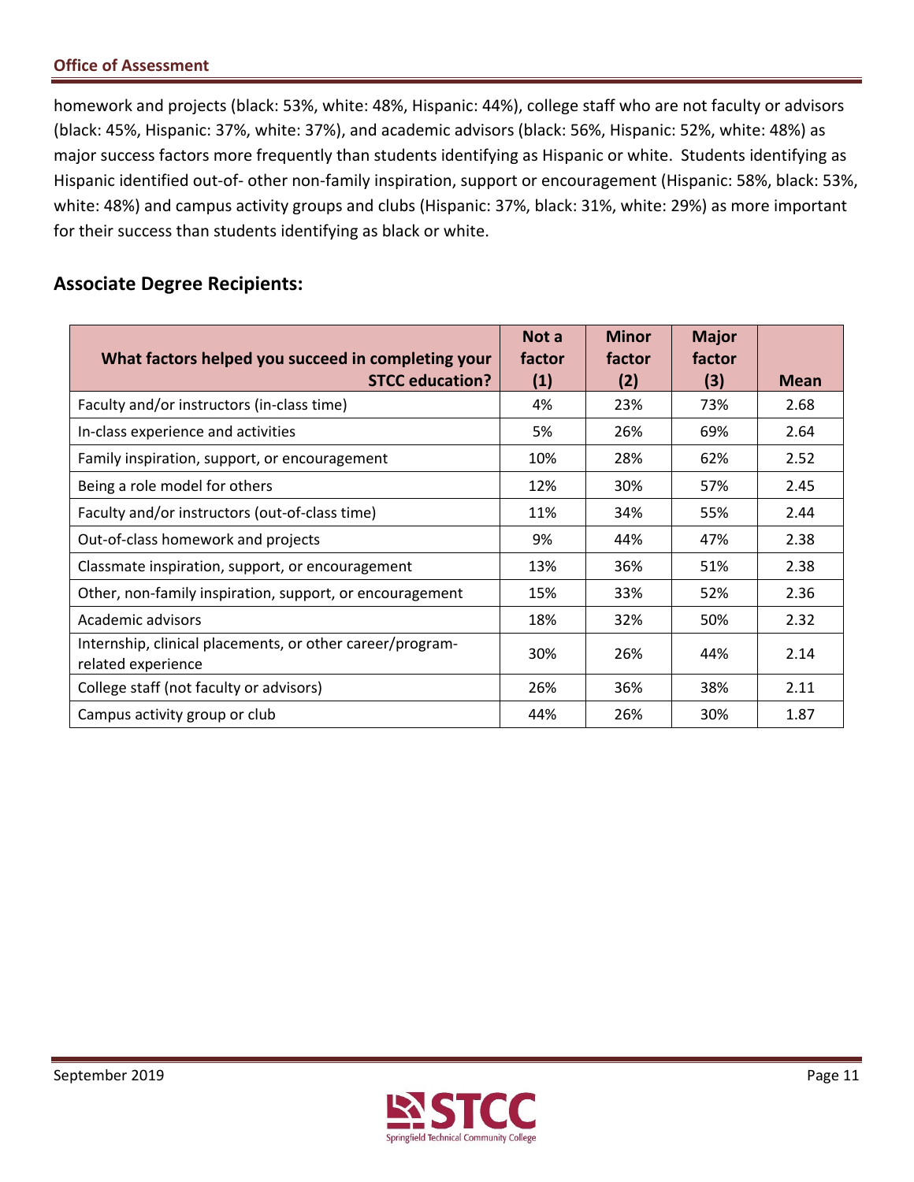homework and projects (black: 53%, white: 48%, Hispanic: 44%), college staff who are not faculty or advisors (black: 45%, Hispanic: 37%, white: 37%), and academic advisors (black: 56%, Hispanic: 52%, white: 48%) as major success factors more frequently than students identifying as Hispanic or white. Students identifying as Hispanic identified out-of- other non-family inspiration, support or encouragement (Hispanic: 58%, black: 53%, white: 48%) and campus activity groups and clubs (Hispanic: 37%, black: 31%, white: 29%) as more important for their success than students identifying as black or white.

## Associate Degree Recipients:

| What factors helped you succeed in completing your STCC education? | Not a factor (1) | Minor factor (2) | Major factor (3) | Mean |
|---|---|---|---|---|
| Faculty and/or instructors (in-class time) | 4% | 23% | 73% | 2.68 |
| In-class experience and activities | 5% | 26% | 69% | 2.64 |
| Family inspiration, support, or encouragement | 10% | 28% | 62% | 2.52 |
| Being a role model for others | 12% | 30% | 57% | 2.45 |
| Faculty and/or instructors (out-of-class time) | 11% | 34% | 55% | 2.44 |
| Out-of-class homework and projects | 9% | 44% | 47% | 2.38 |
| Classmate inspiration, support, or encouragement | 13% | 36% | 51% | 2.38 |
| Other, non-family inspiration, support, or encouragement | 15% | 33% | 52% | 2.36 |
| Academic advisors | 18% | 32% | 50% | 2.32 |
| Internship, clinical placements, or other career/program-related experience | 30% | 26% | 44% | 2.14 |
| College staff (not faculty or advisors) | 26% | 36% | 38% | 2.11 |
| Campus activity group or club | 44% | 26% | 30% | 1.87 |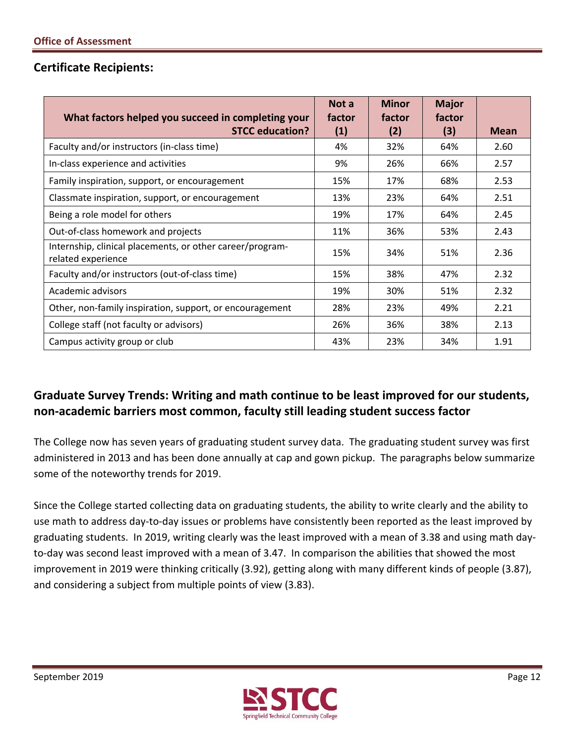## Certificate Recipients:

| What factors helped you succeed in completing your STCC education? | Not a factor (1) | Minor factor (2) | Major factor (3) | Mean |
|---|---|---|---|---|
| Faculty and/or instructors (in-class time) | 4% | 32% | 64% | 2.60 |
| In-class experience and activities | 9% | 26% | 66% | 2.57 |
| Family inspiration, support, or encouragement | 15% | 17% | 68% | 2.53 |
| Classmate inspiration, support, or encouragement | 13% | 23% | 64% | 2.51 |
| Being a role model for others | 19% | 17% | 64% | 2.45 |
| Out-of-class homework and projects | 11% | 36% | 53% | 2.43 |
| Internship, clinical placements, or other career/program-related experience | 15% | 34% | 51% | 2.36 |
| Faculty and/or instructors (out-of-class time) | 15% | 38% | 47% | 2.32 |
| Academic advisors | 19% | 30% | 51% | 2.32 |
| Other, non-family inspiration, support, or encouragement | 28% | 23% | 49% | 2.21 |
| College staff (not faculty or advisors) | 26% | 36% | 38% | 2.13 |
| Campus activity group or club | 43% | 23% | 34% | 1.91 |

## Graduate Survey Trends: Writing and math continue to be least improved for our students, non-academic barriers most common, faculty still leading student success factor

The College now has seven years of graduating student survey data. The graduating student survey was first administered in 2013 and has been done annually at cap and gown pickup. The paragraphs below summarize some of the noteworthy trends for 2019.

Since the College started collecting data on graduating students, the ability to write clearly and the ability to use math to address day-to-day issues or problems have consistently been reported as the least improved by graduating students. In 2019, writing clearly was the least improved with a mean of 3.38 and using math day-to-day was second least improved with a mean of 3.47. In comparison the abilities that showed the most improvement in 2019 were thinking critically (3.92), getting along with many different kinds of people (3.87), and considering a subject from multiple points of view (3.83).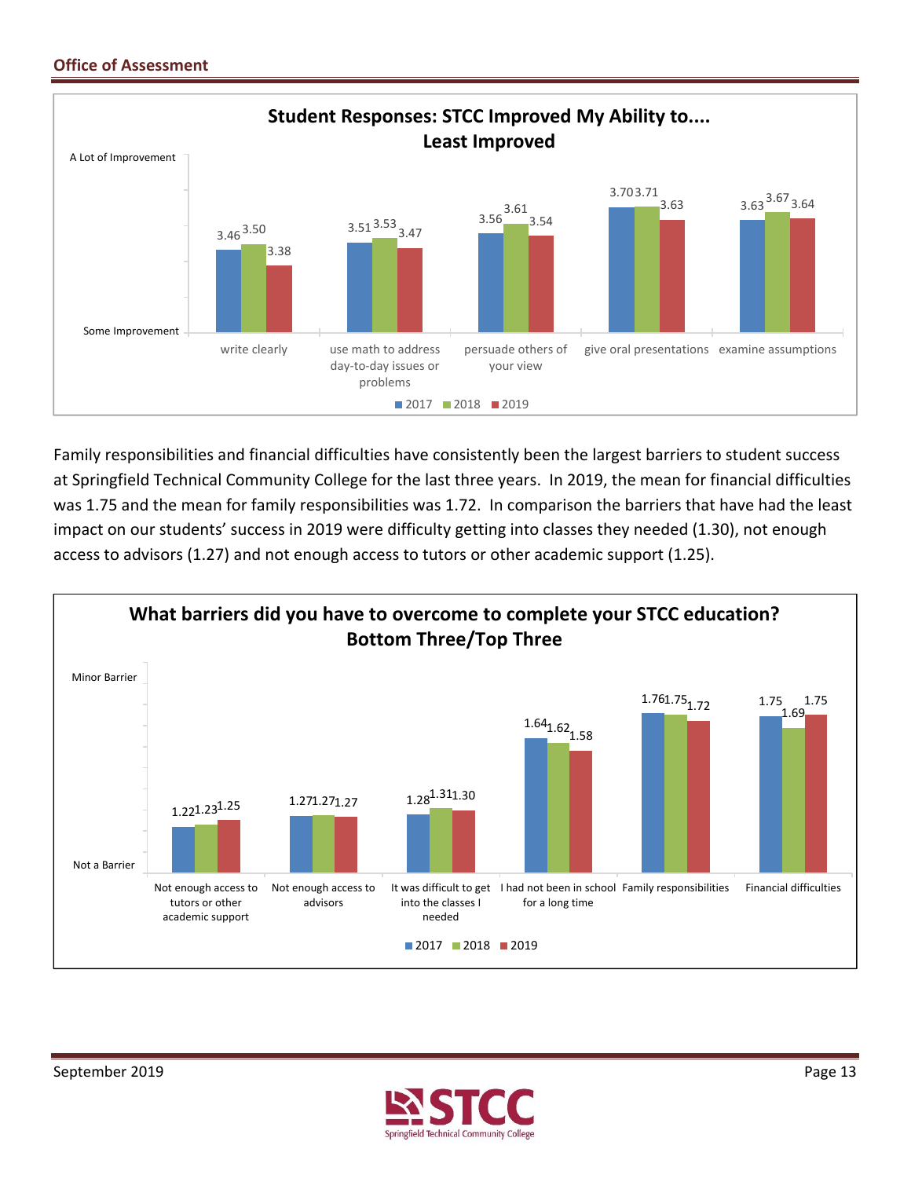### Student Responses: STCC Improved My Ability to.... Least Improved

| | 2017 | 2018 | 2019 |
|---|---|---|---|
| write clearly | 3.46 | 3.50 | 3.38 |
| use math to address day-to-day issues or problems | 3.51 | 3.53 | 3.47 |
| persuade others of your view | 3.56 | 3.61 | 3.54 |
| give oral presentations | 3.70 | 3.71 | 3.63 |
| examine assumptions | 3.63 | 3.67 | 3.64 |

Scale: Some Improvement – A Lot of Improvement

Family responsibilities and financial difficulties have consistently been the largest barriers to student success at Springfield Technical Community College for the last three years. In 2019, the mean for financial difficulties was 1.75 and the mean for family responsibilities was 1.72. In comparison the barriers that have had the least impact on our students' success in 2019 were difficulty getting into classes they needed (1.30), not enough access to advisors (1.27) and not enough access to tutors or other academic support (1.25).

### What barriers did you have to overcome to complete your STCC education? Bottom Three/Top Three

| | 2017 | 2018 | 2019 |
|---|---|---|---|
| Not enough access to tutors or other academic support | 1.22 | 1.23 | 1.25 |
| Not enough access to advisors | 1.27 | 1.27 | 1.27 |
| It was difficult to get into the classes I needed | 1.28 | 1.31 | 1.30 |
| I had not been in school for a long time | 1.64 | 1.62 | 1.58 |
| Family responsibilities | 1.76 | 1.75 | 1.72 |
| Financial difficulties | 1.75 | 1.69 | 1.75 |

Scale: Not a Barrier – Minor Barrier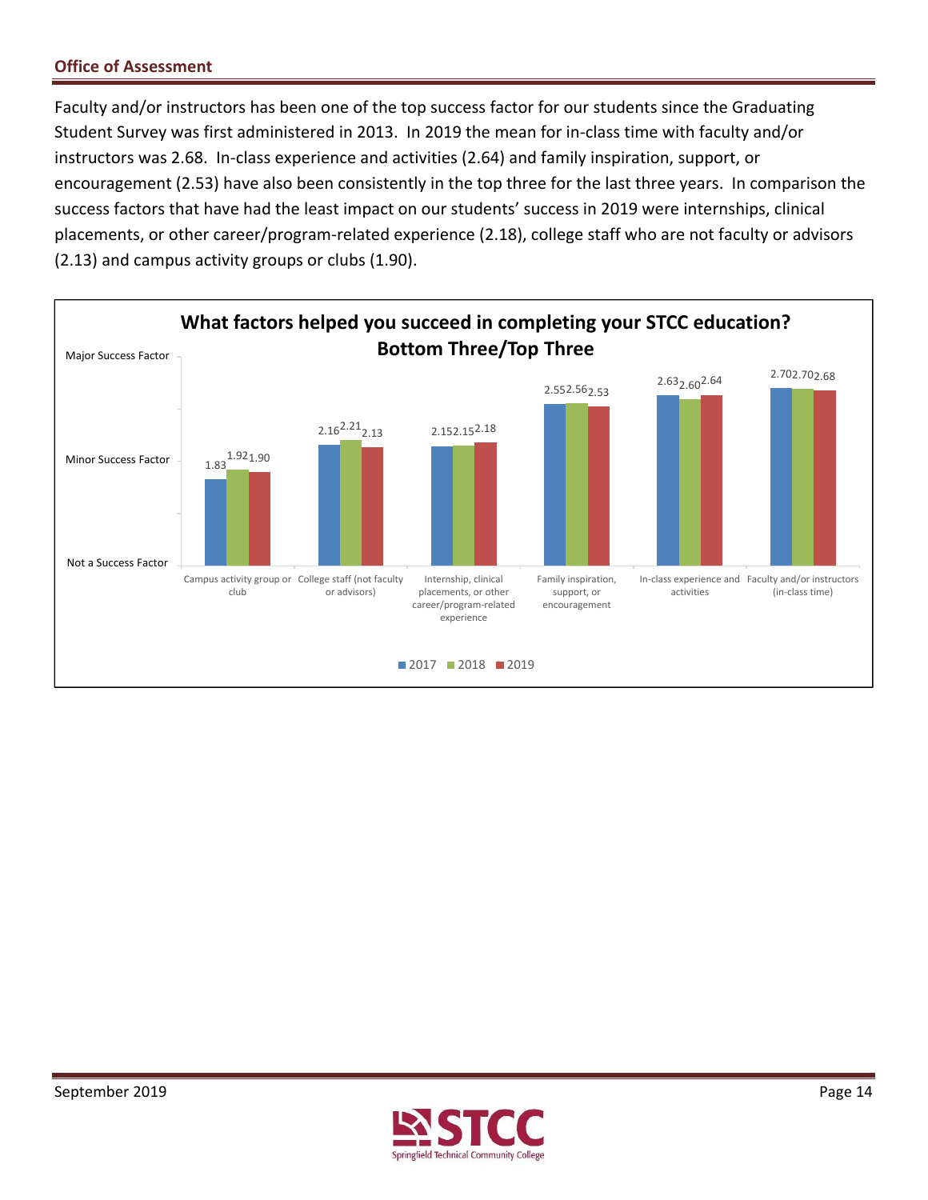## Office of Assessment

Faculty and/or instructors has been one of the top success factor for our students since the Graduating Student Survey was first administered in 2013. In 2019 the mean for in-class time with faculty and/or instructors was 2.68. In-class experience and activities (2.64) and family inspiration, support, or encouragement (2.53) have also been consistently in the top three for the last three years. In comparison the success factors that have had the least impact on our students' success in 2019 were internships, clinical placements, or other career/program-related experience (2.18), college staff who are not faculty or advisors (2.13) and campus activity groups or clubs (1.90).

**What factors helped you succeed in completing your STCC education?**
**Bottom Three/Top Three**

| Factor | 2017 | 2018 | 2019 |
| --- | --- | --- | --- |
| Campus activity group or club | 1.83 | 1.92 | 1.90 |
| College staff (not faculty or advisors) | 2.16 | 2.21 | 2.13 |
| Internship, clinical placements, or other career/program-related experience | 2.15 | 2.15 | 2.18 |
| Family inspiration, support, or encouragement | 2.55 | 2.56 | 2.53 |
| In-class experience and activities | 2.63 | 2.60 | 2.64 |
| Faculty and/or instructors (in-class time) | 2.70 | 2.70 | 2.68 |

Scale: Not a Success Factor – Minor Success Factor – Major Success Factor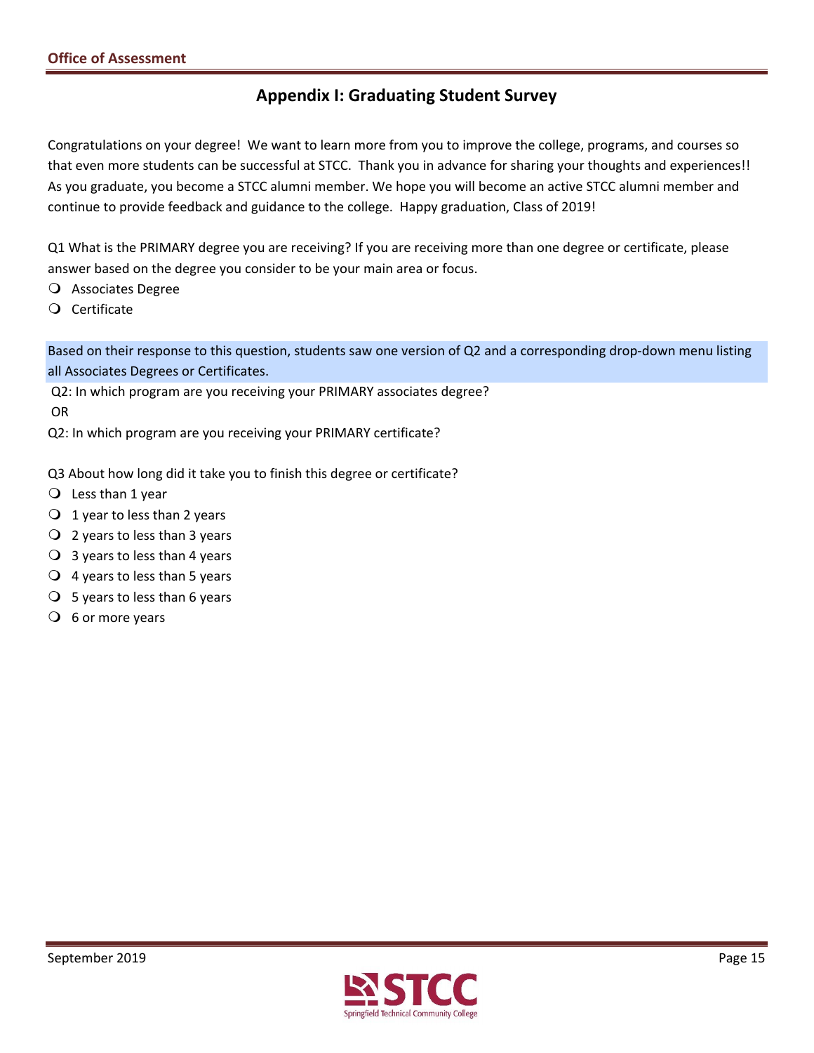## Appendix I: Graduating Student Survey

Congratulations on your degree! We want to learn more from you to improve the college, programs, and courses so that even more students can be successful at STCC. Thank you in advance for sharing your thoughts and experiences!! As you graduate, you become a STCC alumni member. We hope you will become an active STCC alumni member and continue to provide feedback and guidance to the college. Happy graduation, Class of 2019!

Q1 What is the PRIMARY degree you are receiving? If you are receiving more than one degree or certificate, please answer based on the degree you consider to be your main area or focus.

- Associates Degree
- Certificate

Based on their response to this question, students saw one version of Q2 and a corresponding drop-down menu listing all Associates Degrees or Certificates.

Q2: In which program are you receiving your PRIMARY associates degree?

OR

Q2: In which program are you receiving your PRIMARY certificate?

Q3 About how long did it take you to finish this degree or certificate?

- Less than 1 year
- 1 year to less than 2 years
- 2 years to less than 3 years
- 3 years to less than 4 years
- 4 years to less than 5 years
- 5 years to less than 6 years
- 6 or more years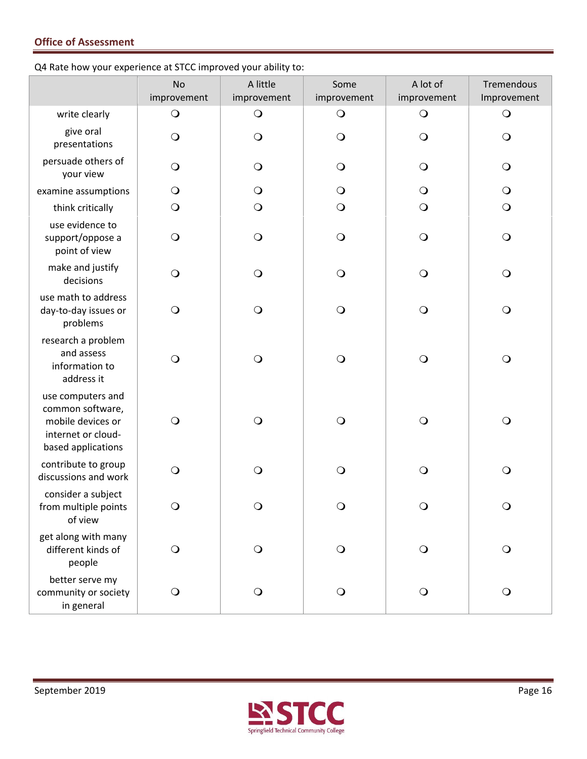Q4 Rate how your experience at STCC improved your ability to:

| | No improvement | A little improvement | Some improvement | A lot of improvement | Tremendous Improvement |
|---|---|---|---|---|---|
| write clearly | ❍ | ❍ | ❍ | ❍ | ❍ |
| give oral presentations | ❍ | ❍ | ❍ | ❍ | ❍ |
| persuade others of your view | ❍ | ❍ | ❍ | ❍ | ❍ |
| examine assumptions | ❍ | ❍ | ❍ | ❍ | ❍ |
| think critically | ❍ | ❍ | ❍ | ❍ | ❍ |
| use evidence to support/oppose a point of view | ❍ | ❍ | ❍ | ❍ | ❍ |
| make and justify decisions | ❍ | ❍ | ❍ | ❍ | ❍ |
| use math to address day-to-day issues or problems | ❍ | ❍ | ❍ | ❍ | ❍ |
| research a problem and assess information to address it | ❍ | ❍ | ❍ | ❍ | ❍ |
| use computers and common software, mobile devices or internet or cloud-based applications | ❍ | ❍ | ❍ | ❍ | ❍ |
| contribute to group discussions and work | ❍ | ❍ | ❍ | ❍ | ❍ |
| consider a subject from multiple points of view | ❍ | ❍ | ❍ | ❍ | ❍ |
| get along with many different kinds of people | ❍ | ❍ | ❍ | ❍ | ❍ |
| better serve my community or society in general | ❍ | ❍ | ❍ | ❍ | ❍ |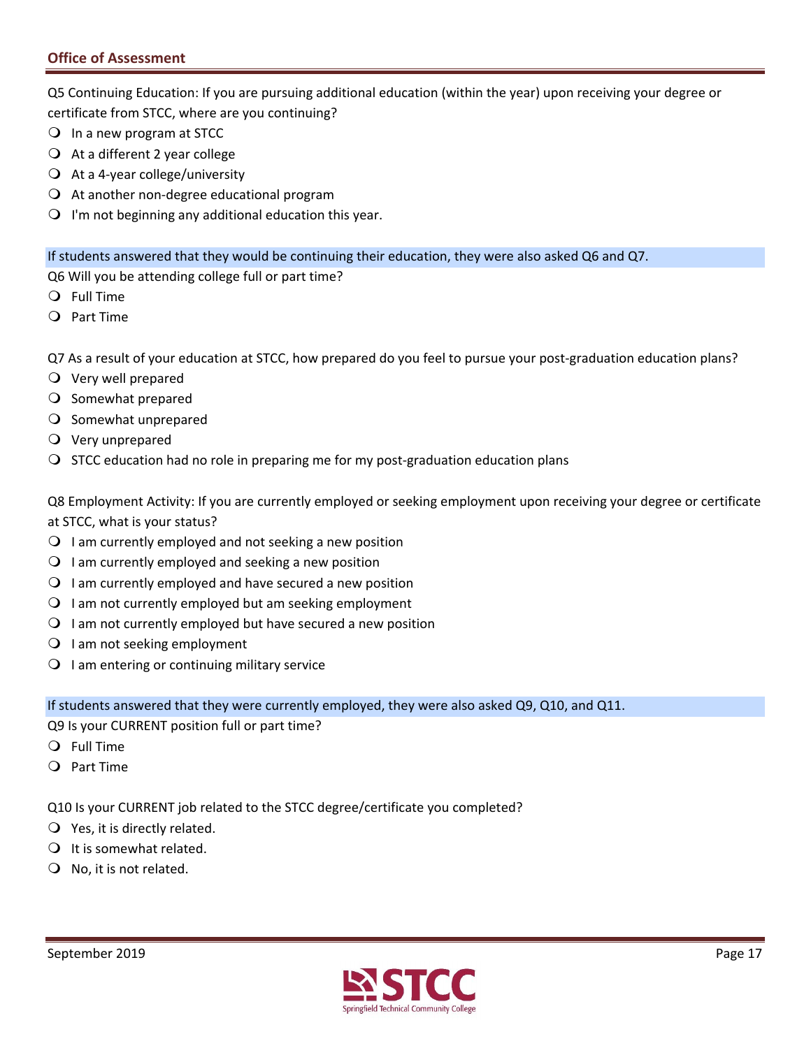Q5 Continuing Education: If you are pursuing additional education (within the year) upon receiving your degree or certificate from STCC, where are you continuing?

- In a new program at STCC
- At a different 2 year college
- At a 4-year college/university
- At another non-degree educational program
- I'm not beginning any additional education this year.

If students answered that they would be continuing their education, they were also asked Q6 and Q7.

Q6 Will you be attending college full or part time?

- Full Time
- Part Time

Q7 As a result of your education at STCC, how prepared do you feel to pursue your post-graduation education plans?

- Very well prepared
- Somewhat prepared
- Somewhat unprepared
- Very unprepared
- STCC education had no role in preparing me for my post-graduation education plans

Q8 Employment Activity: If you are currently employed or seeking employment upon receiving your degree or certificate at STCC, what is your status?

- I am currently employed and not seeking a new position
- I am currently employed and seeking a new position
- I am currently employed and have secured a new position
- I am not currently employed but am seeking employment
- I am not currently employed but have secured a new position
- I am not seeking employment
- I am entering or continuing military service

If students answered that they were currently employed, they were also asked Q9, Q10, and Q11.

Q9 Is your CURRENT position full or part time?

- Full Time
- Part Time

Q10 Is your CURRENT job related to the STCC degree/certificate you completed?

- Yes, it is directly related.
- It is somewhat related.
- No, it is not related.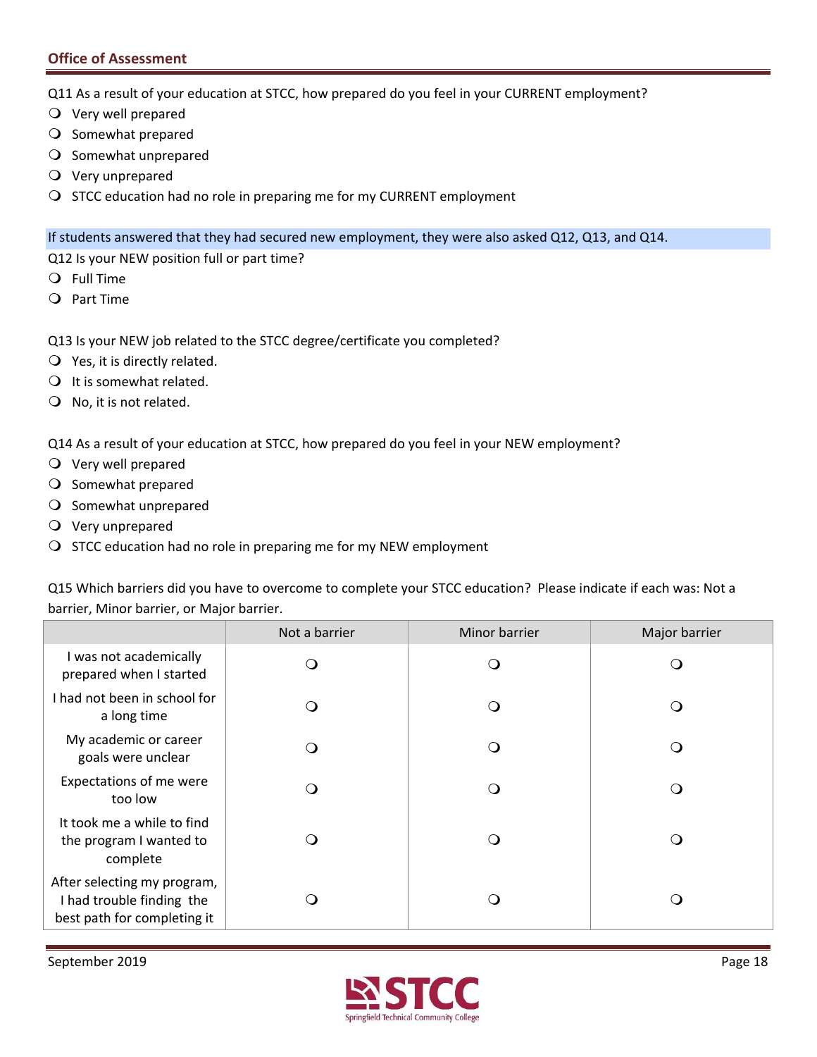Q11 As a result of your education at STCC, how prepared do you feel in your CURRENT employment?

- ❍ Very well prepared
- ❍ Somewhat prepared
- ❍ Somewhat unprepared
- ❍ Very unprepared
- ❍ STCC education had no role in preparing me for my CURRENT employment

If students answered that they had secured new employment, they were also asked Q12, Q13, and Q14.

Q12 Is your NEW position full or part time?

- ❍ Full Time
- ❍ Part Time

Q13 Is your NEW job related to the STCC degree/certificate you completed?

- ❍ Yes, it is directly related.
- ❍ It is somewhat related.
- ❍ No, it is not related.

Q14 As a result of your education at STCC, how prepared do you feel in your NEW employment?

- ❍ Very well prepared
- ❍ Somewhat prepared
- ❍ Somewhat unprepared
- ❍ Very unprepared
- ❍ STCC education had no role in preparing me for my NEW employment

Q15 Which barriers did you have to overcome to complete your STCC education? Please indicate if each was: Not a barrier, Minor barrier, or Major barrier.

| | Not a barrier | Minor barrier | Major barrier |
|---|---|---|---|
| I was not academically prepared when I started | ❍ | ❍ | ❍ |
| I had not been in school for a long time | ❍ | ❍ | ❍ |
| My academic or career goals were unclear | ❍ | ❍ | ❍ |
| Expectations of me were too low | ❍ | ❍ | ❍ |
| It took me a while to find the program I wanted to complete | ❍ | ❍ | ❍ |
| After selecting my program, I had trouble finding the best path for completing it | ❍ | ❍ | ❍ |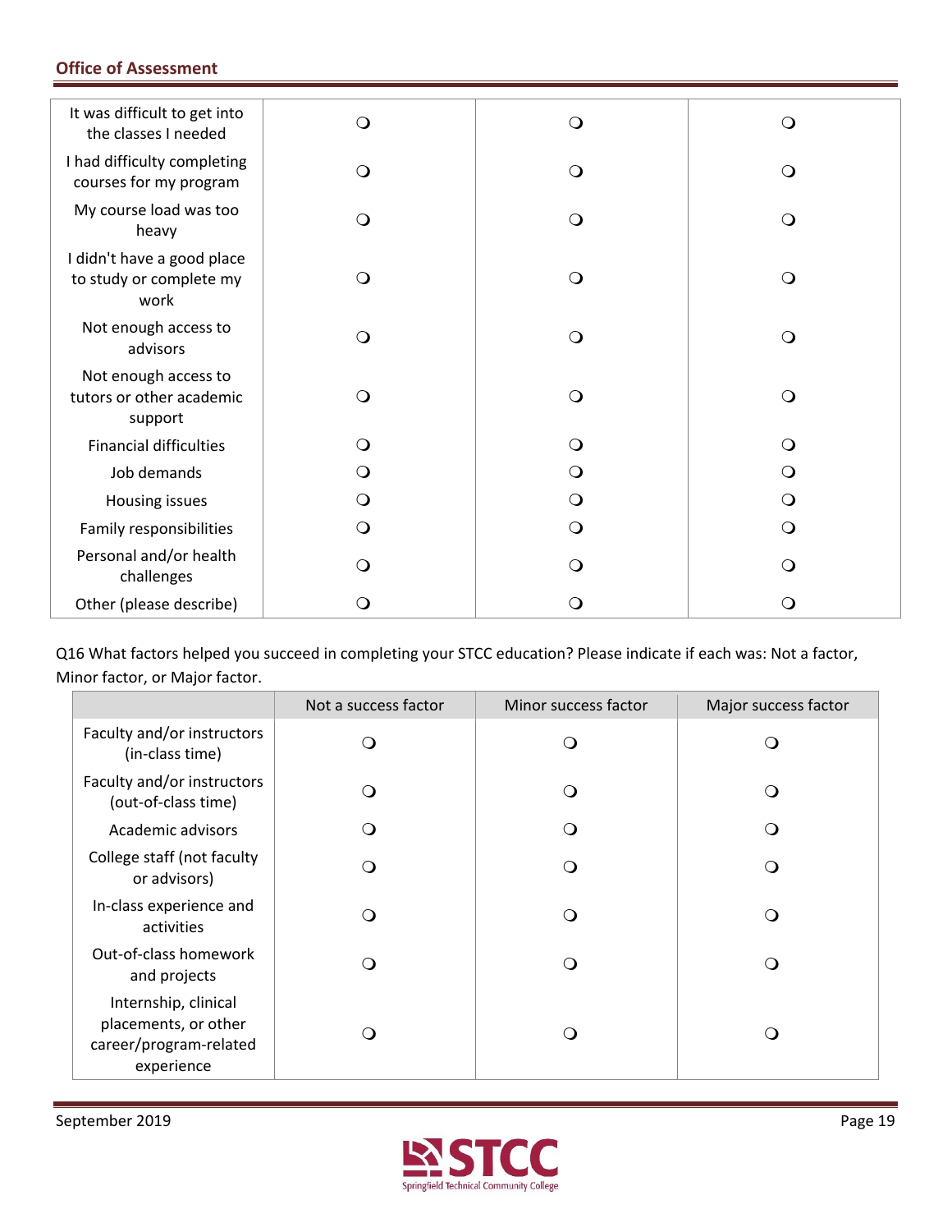| | | | |
|---|---|---|---|
| It was difficult to get into the classes I needed | ❍ | ❍ | ❍ |
| I had difficulty completing courses for my program | ❍ | ❍ | ❍ |
| My course load was too heavy | ❍ | ❍ | ❍ |
| I didn't have a good place to study or complete my work | ❍ | ❍ | ❍ |
| Not enough access to advisors | ❍ | ❍ | ❍ |
| Not enough access to tutors or other academic support | ❍ | ❍ | ❍ |
| Financial difficulties | ❍ | ❍ | ❍ |
| Job demands | ❍ | ❍ | ❍ |
| Housing issues | ❍ | ❍ | ❍ |
| Family responsibilities | ❍ | ❍ | ❍ |
| Personal and/or health challenges | ❍ | ❍ | ❍ |
| Other (please describe) | ❍ | ❍ | ❍ |

Q16 What factors helped you succeed in completing your STCC education? Please indicate if each was: Not a factor, Minor factor, or Major factor.

| | Not a success factor | Minor success factor | Major success factor |
|---|---|---|---|
| Faculty and/or instructors (in-class time) | ❍ | ❍ | ❍ |
| Faculty and/or instructors (out-of-class time) | ❍ | ❍ | ❍ |
| Academic advisors | ❍ | ❍ | ❍ |
| College staff (not faculty or advisors) | ❍ | ❍ | ❍ |
| In-class experience and activities | ❍ | ❍ | ❍ |
| Out-of-class homework and projects | ❍ | ❍ | ❍ |
| Internship, clinical placements, or other career/program-related experience | ❍ | ❍ | ❍ |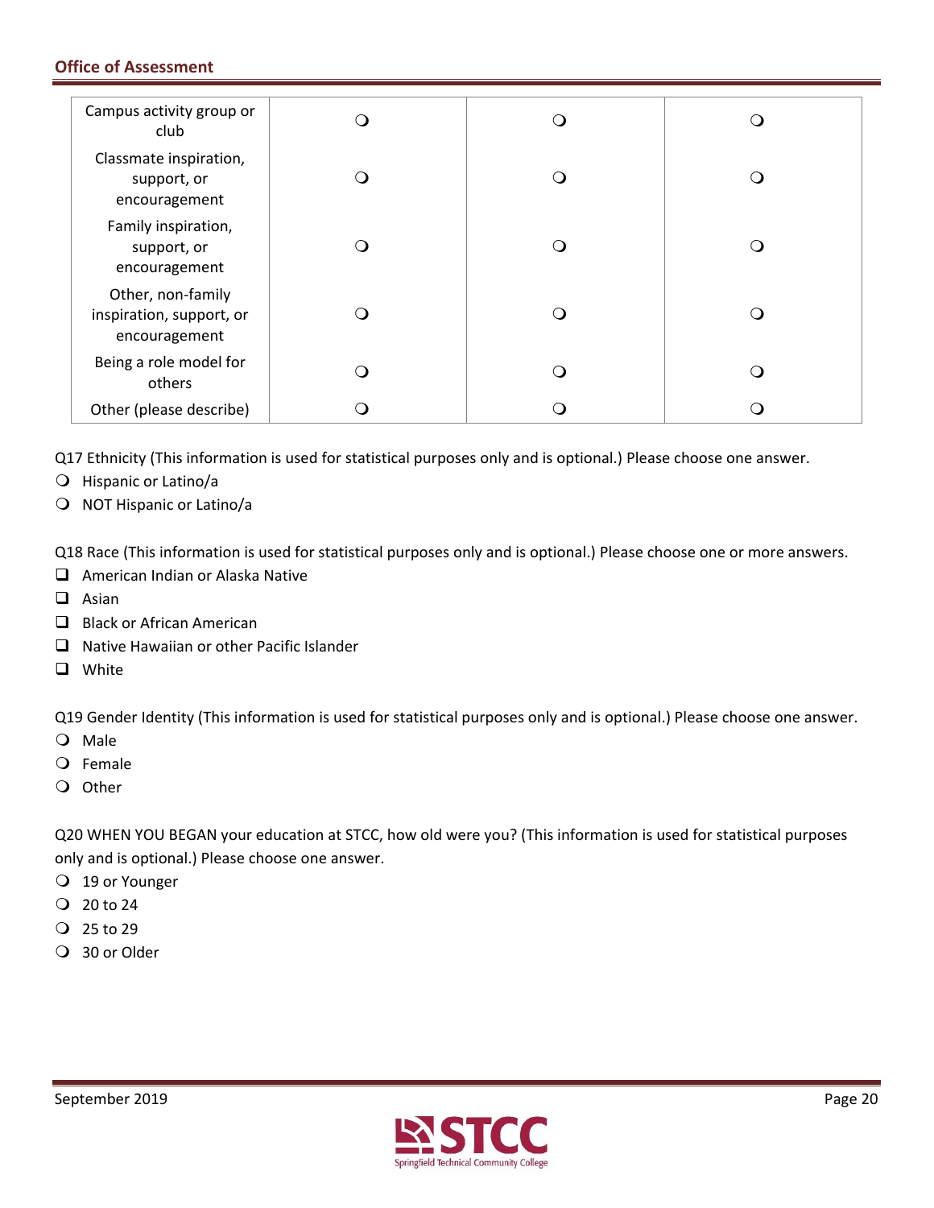| | | | |
|---|---|---|---|
| Campus activity group or club | ❍ | ❍ | ❍ |
| Classmate inspiration, support, or encouragement | ❍ | ❍ | ❍ |
| Family inspiration, support, or encouragement | ❍ | ❍ | ❍ |
| Other, non-family inspiration, support, or encouragement | ❍ | ❍ | ❍ |
| Being a role model for others | ❍ | ❍ | ❍ |
| Other (please describe) | ❍ | ❍ | ❍ |

Q17 Ethnicity (This information is used for statistical purposes only and is optional.) Please choose one answer.

- ❍ Hispanic or Latino/a
- ❍ NOT Hispanic or Latino/a

Q18 Race (This information is used for statistical purposes only and is optional.) Please choose one or more answers.

- ❑ American Indian or Alaska Native
- ❑ Asian
- ❑ Black or African American
- ❑ Native Hawaiian or other Pacific Islander
- ❑ White

Q19 Gender Identity (This information is used for statistical purposes only and is optional.) Please choose one answer.

- ❍ Male
- ❍ Female
- ❍ Other

Q20 WHEN YOU BEGAN your education at STCC, how old were you? (This information is used for statistical purposes only and is optional.) Please choose one answer.

- ❍ 19 or Younger
- ❍ 20 to 24
- ❍ 25 to 29
- ❍ 30 or Older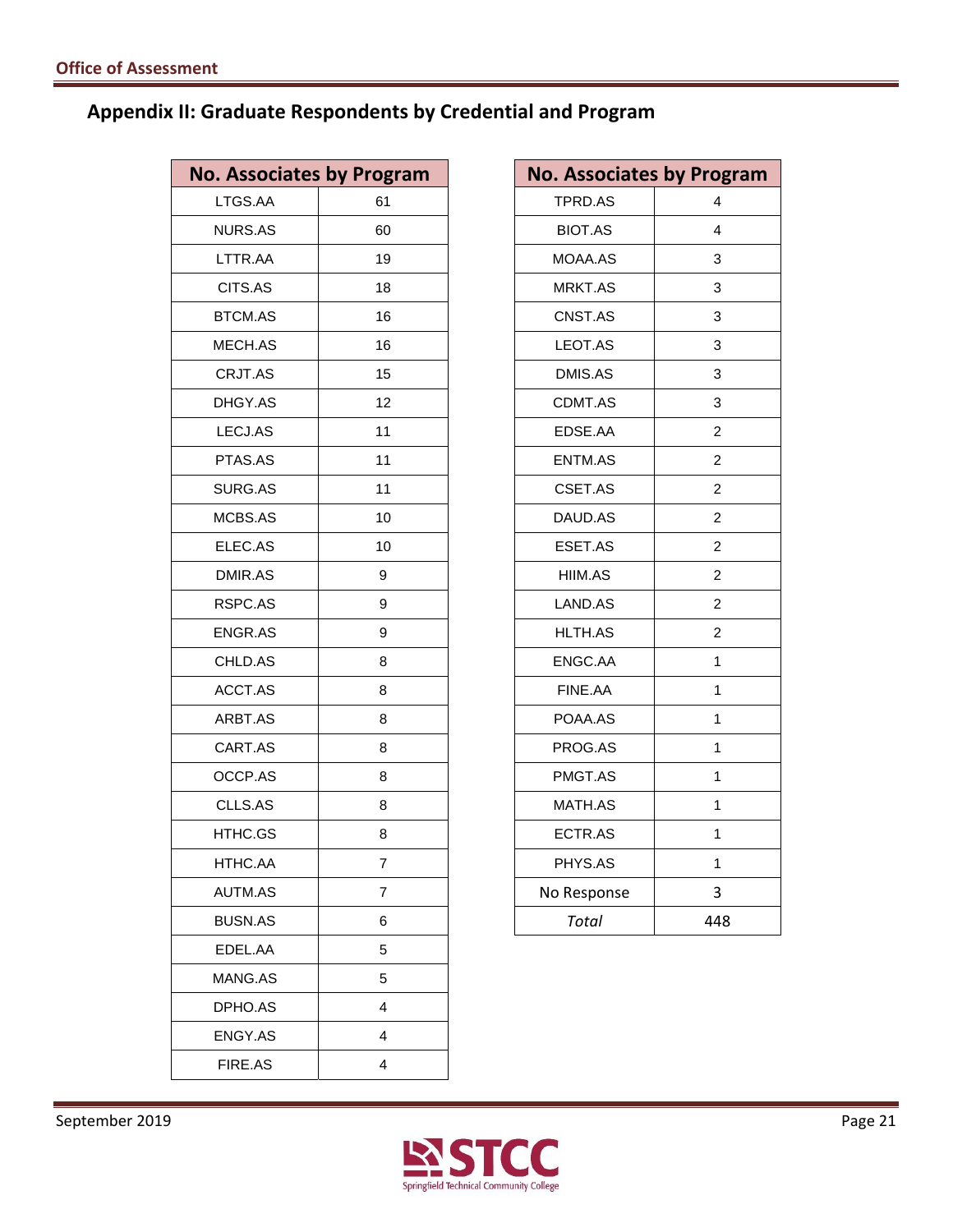## Appendix II: Graduate Respondents by Credential and Program

| No. Associates by Program | |
|---|---|
| LTGS.AA | 61 |
| NURS.AS | 60 |
| LTTR.AA | 19 |
| CITS.AS | 18 |
| BTCM.AS | 16 |
| MECH.AS | 16 |
| CRJT.AS | 15 |
| DHGY.AS | 12 |
| LECJ.AS | 11 |
| PTAS.AS | 11 |
| SURG.AS | 11 |
| MCBS.AS | 10 |
| ELEC.AS | 10 |
| DMIR.AS | 9 |
| RSPC.AS | 9 |
| ENGR.AS | 9 |
| CHLD.AS | 8 |
| ACCT.AS | 8 |
| ARBT.AS | 8 |
| CART.AS | 8 |
| OCCP.AS | 8 |
| CLLS.AS | 8 |
| HTHC.GS | 8 |
| HTHC.AA | 7 |
| AUTM.AS | 7 |
| BUSN.AS | 6 |
| EDEL.AA | 5 |
| MANG.AS | 5 |
| DPHO.AS | 4 |
| ENGY.AS | 4 |
| FIRE.AS | 4 |

| No. Associates by Program | |
|---|---|
| TPRD.AS | 4 |
| BIOT.AS | 4 |
| MOAA.AS | 3 |
| MRKT.AS | 3 |
| CNST.AS | 3 |
| LEOT.AS | 3 |
| DMIS.AS | 3 |
| CDMT.AS | 3 |
| EDSE.AA | 2 |
| ENTM.AS | 2 |
| CSET.AS | 2 |
| DAUD.AS | 2 |
| ESET.AS | 2 |
| HIIM.AS | 2 |
| LAND.AS | 2 |
| HLTH.AS | 2 |
| ENGC.AA | 1 |
| FINE.AA | 1 |
| POAA.AS | 1 |
| PROG.AS | 1 |
| PMGT.AS | 1 |
| MATH.AS | 1 |
| ECTR.AS | 1 |
| PHYS.AS | 1 |
| No Response | 3 |
| *Total* | 448 |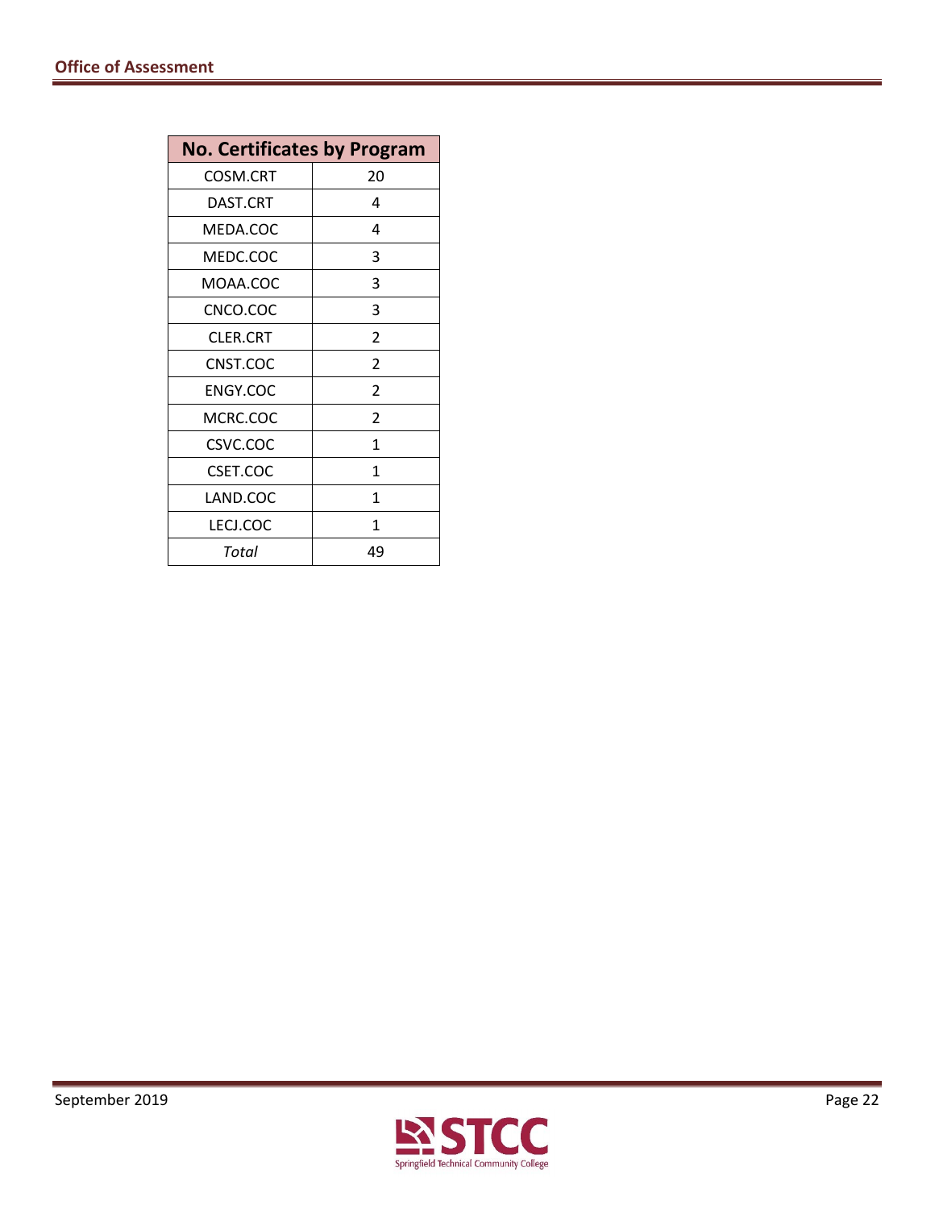| No. Certificates by Program | |
|---|---|
| COSM.CRT | 20 |
| DAST.CRT | 4 |
| MEDA.COC | 4 |
| MEDC.COC | 3 |
| MOAA.COC | 3 |
| CNCO.COC | 3 |
| CLER.CRT | 2 |
| CNST.COC | 2 |
| ENGY.COC | 2 |
| MCRC.COC | 2 |
| CSVC.COC | 1 |
| CSET.COC | 1 |
| LAND.COC | 1 |
| LECJ.COC | 1 |
| *Total* | 49 |